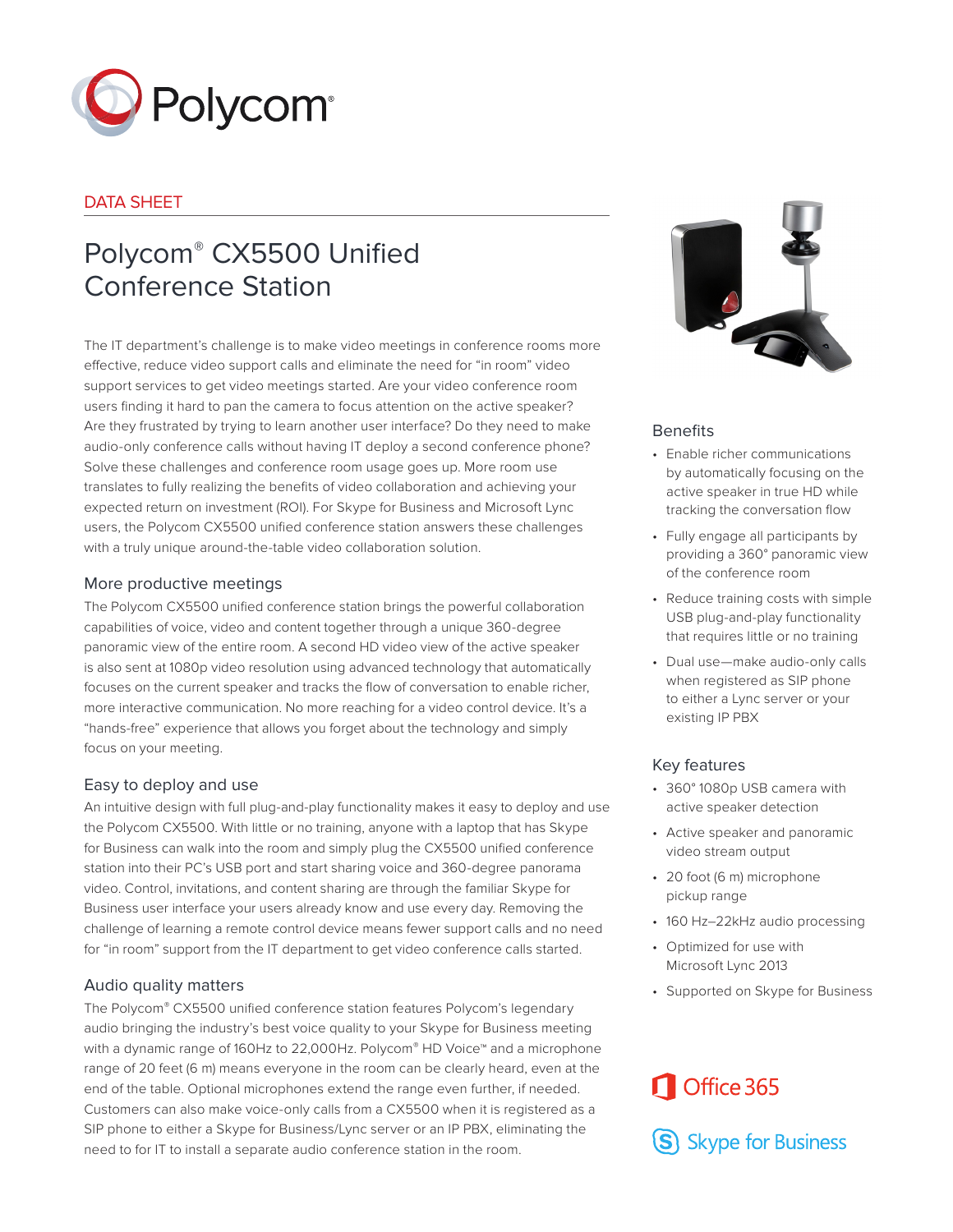Polycom®

DATA SHEET

# Polycom® CX5500 Unified Conference Station

The IT department's challenge is to make video meetings in conference rooms more effective, reduce video support calls and eliminate the need for "in room" video support services to get video meetings started. Are your video conference room users finding it hard to pan the camera to focus attention on the active speaker? Are they frustrated by trying to learn another user interface? Do they need to make audio-only conference calls without having IT deploy a second conference phone? Solve these challenges and conference room usage goes up. More room use translates to fully realizing the benefits of video collaboration and achieving your expected return on investment (ROI). For Skype for Business and Microsoft Lync users, the Polycom CX5500 unified conference station answers these challenges with a truly unique around-the-table video collaboration solution.

## More productive meetings

The Polycom CX5500 unified conference station brings the powerful collaboration capabilities of voice, video and content together through a unique 360-degree panoramic view of the entire room. A second HD video view of the active speaker is also sent at 1080p video resolution using advanced technology that automatically focuses on the current speaker and tracks the flow of conversation to enable richer, more interactive communication. No more reaching for a video control device. It's a "hands-free" experience that allows you forget about the technology and simply focus on your meeting.

## Easy to deploy and use

An intuitive design with full plug-and-play functionality makes it easy to deploy and use the Polycom CX5500. With little or no training, anyone with a laptop that has Skype for Business can walk into the room and simply plug the CX5500 unified conference station into their PC's USB port and start sharing voice and 360-degree panorama video. Control, invitations, and content sharing are through the familiar Skype for Business user interface your users already know and use every day. Removing the challenge of learning a remote control device means fewer support calls and no need for "in room" support from the IT department to get video conference calls started.

## Audio quality matters

The Polycom® CX5500 unified conference station features Polycom's legendary audio bringing the industry's best voice quality to your Skype for Business meeting with a dynamic range of 160Hz to 22,000Hz. Polycom® HD Voice™ and a microphone range of 20 feet (6 m) means everyone in the room can be clearly heard, even at the end of the table. Optional microphones extend the range even further, if needed. Customers can also make voice-only calls from a CX5500 when it is registered as a SIP phone to either a Skype for Business/Lync server or an IP PBX, eliminating the need to for IT to install a separate audio conference station in the room.

## Benefits

- Enable richer communications by automatically focusing on the active speaker in true HD while tracking the conversation flow
- Fully engage all participants by providing a 360° panoramic view of the conference room
- Reduce training costs with simple USB plug-and-play functionality that requires little or no training
- Dual use—make audio-only calls when registered as SIP phone to either a Lync server or your existing IP PBX

## Key features

- 360° 1080p USB camera with active speaker detection
- Active speaker and panoramic video stream output
- 20 foot (6 m) microphone pickup range
- 160 Hz–22kHz audio processing
- Optimized for use with Microsoft Lync 2013
- Supported on Skype for Business

Office 365

Skype for Business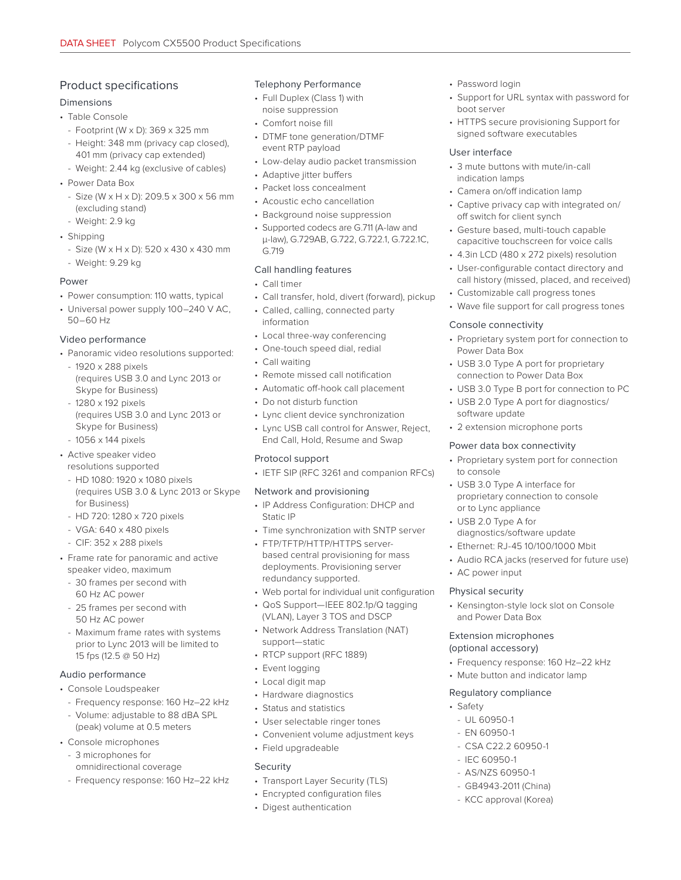## Product specifications

### Dimensions

- Table Console
  - Footprint (W x D): 369 x 325 mm
  - Height: 348 mm (privacy cap closed), 401 mm (privacy cap extended)
  - Weight: 2.44 kg (exclusive of cables)
- Power Data Box
  - Size (W x H x D): 209.5 x 300 x 56 mm (excluding stand)
  - Weight: 2.9 kg
- Shipping
  - Size (W x H x D): 520 x 430 x 430 mm
  - Weight: 9.29 kg

### Power

- Power consumption: 110 watts, typical
- Universal power supply 100–240 V AC, 50–60 Hz

### Video performance

- Panoramic video resolutions supported:
  - 1920 x 288 pixels (requires USB 3.0 and Lync 2013 or Skype for Business)
  - 1280 x 192 pixels (requires USB 3.0 and Lync 2013 or Skype for Business)
  - 1056 x 144 pixels
- Active speaker video resolutions supported
  - HD 1080: 1920 x 1080 pixels (requires USB 3.0 & Lync 2013 or Skype for Business)
  - HD 720: 1280 x 720 pixels
  - VGA: 640 x 480 pixels
  - CIF: 352 x 288 pixels
- Frame rate for panoramic and active speaker video, maximum
  - 30 frames per second with 60 Hz AC power
  - 25 frames per second with 50 Hz AC power
  - Maximum frame rates with systems prior to Lync 2013 will be limited to 15 fps (12.5 @ 50 Hz)

### Audio performance

- Console Loudspeaker
  - Frequency response: 160 Hz–22 kHz
  - Volume: adjustable to 88 dBA SPL (peak) volume at 0.5 meters
- Console microphones
  - 3 microphones for omnidirectional coverage
  - Frequency response: 160 Hz–22 kHz

### Telephony Performance

- Full Duplex (Class 1) with noise suppression
- Comfort noise fill
- DTMF tone generation/DTMF event RTP payload
- Low-delay audio packet transmission
- Adaptive jitter buffers
- Packet loss concealment
- Acoustic echo cancellation
- Background noise suppression
- Supported codecs are G.711 (A-law and μ-law), G.729AB, G.722, G.722.1, G.722.1C, G.719

### Call handling features

- Call timer
- Call transfer, hold, divert (forward), pickup
- Called, calling, connected party information
- Local three-way conferencing
- One-touch speed dial, redial
- Call waiting
- Remote missed call notification
- Automatic off-hook call placement
- Do not disturb function
- Lync client device synchronization
- Lync USB call control for Answer, Reject, End Call, Hold, Resume and Swap

### Protocol support

- IETF SIP (RFC 3261 and companion RFCs)

### Network and provisioning

- IP Address Configuration: DHCP and Static IP
- Time synchronization with SNTP server
- FTP/TFTP/HTTP/HTTPS server-based central provisioning for mass deployments. Provisioning server redundancy supported.
- Web portal for individual unit configuration
- QoS Support—IEEE 802.1p/Q tagging (VLAN), Layer 3 TOS and DSCP
- Network Address Translation (NAT) support—static
- RTCP support (RFC 1889)
- Event logging
- Local digit map
- Hardware diagnostics
- Status and statistics
- User selectable ringer tones
- Convenient volume adjustment keys
- Field upgradeable

### Security

- Transport Layer Security (TLS)
- Encrypted configuration files
- Digest authentication
- Password login
- Support for URL syntax with password for boot server
- HTTPS secure provisioning Support for signed software executables

### User interface

- 3 mute buttons with mute/in-call indication lamps
- Camera on/off indication lamp
- Captive privacy cap with integrated on/off switch for client synch
- Gesture based, multi-touch capable capacitive touchscreen for voice calls
- 4.3in LCD (480 x 272 pixels) resolution
- User-configurable contact directory and call history (missed, placed, and received)
- Customizable call progress tones
- Wave file support for call progress tones

### Console connectivity

- Proprietary system port for connection to Power Data Box
- USB 3.0 Type A port for proprietary connection to Power Data Box
- USB 3.0 Type B port for connection to PC
- USB 2.0 Type A port for diagnostics/software update
- 2 extension microphone ports

### Power data box connectivity

- Proprietary system port for connection to console
- USB 3.0 Type A interface for proprietary connection to console or to Lync appliance
- USB 2.0 Type A for diagnostics/software update
- Ethernet: RJ-45 10/100/1000 Mbit
- Audio RCA jacks (reserved for future use)
- AC power input

### Physical security

- Kensington-style lock slot on Console and Power Data Box

### Extension microphones (optional accessory)

- Frequency response: 160 Hz–22 kHz
- Mute button and indicator lamp

### Regulatory compliance

- Safety
  - UL 60950-1
  - EN 60950-1
  - CSA C22.2 60950-1
  - IEC 60950-1
  - AS/NZS 60950-1
  - GB4943-2011 (China)
  - KCC approval (Korea)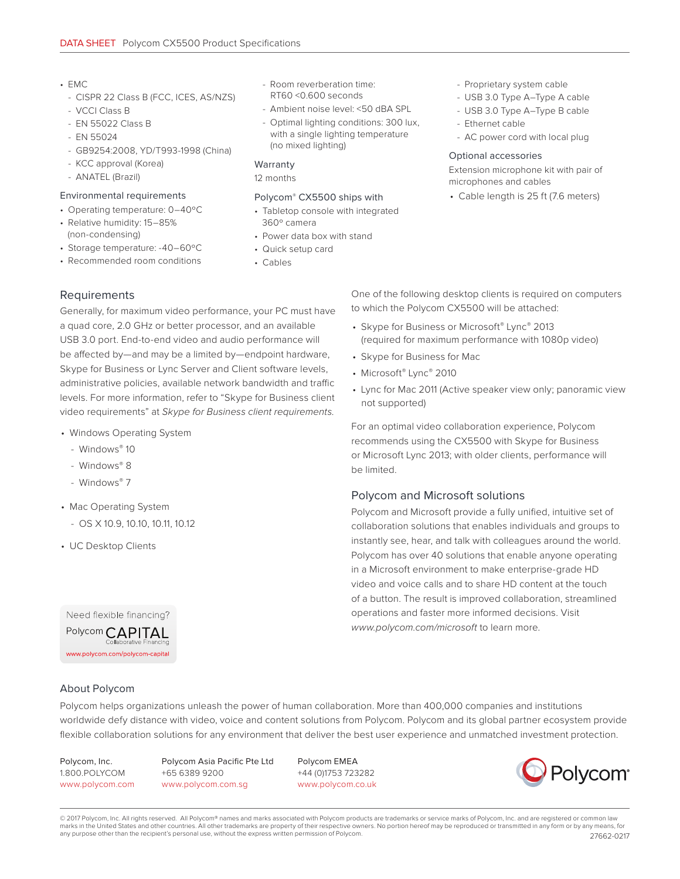- EMC
  - CISPR 22 Class B (FCC, ICES, AS/NZS)
  - VCCI Class B
  - EN 55022 Class B
  - EN 55024
  - GB9254:2008, YD/T993-1998 (China)
  - KCC approval (Korea)
  - ANATEL (Brazil)

### Environmental requirements

- Operating temperature: 0–40°C
- Relative humidity: 15–85% (non-condensing)
- Storage temperature: -40–60°C
- Recommended room conditions
  - Room reverberation time: RT60 <0.600 seconds
  - Ambient noise level: <50 dBA SPL
  - Optimal lighting conditions: 300 lux, with a single lighting temperature (no mixed lighting)

### Warranty

12 months

### Polycom® CX5500 ships with

- Tabletop console with integrated 360° camera
- Power data box with stand
- Quick setup card
- Cables
  - Proprietary system cable
  - USB 3.0 Type A–Type A cable
  - USB 3.0 Type A–Type B cable
  - Ethernet cable
  - AC power cord with local plug

### Optional accessories

Extension microphone kit with pair of microphones and cables

- Cable length is 25 ft (7.6 meters)

## Requirements

Generally, for maximum video performance, your PC must have a quad core, 2.0 GHz or better processor, and an available USB 3.0 port. End-to-end video and audio performance will be affected by—and may be a limited by—endpoint hardware, Skype for Business or Lync Server and Client software levels, administrative policies, available network bandwidth and traffic levels. For more information, refer to "Skype for Business client video requirements" at *Skype for Business client requirements.*

- Windows Operating System
  - Windows® 10
  - Windows® 8
  - Windows® 7
- Mac Operating System
  - OS X 10.9, 10.10, 10.11, 10.12
- UC Desktop Clients

One of the following desktop clients is required on computers to which the Polycom CX5500 will be attached:

- Skype for Business or Microsoft® Lync® 2013 (required for maximum performance with 1080p video)
- Skype for Business for Mac
- Microsoft® Lync® 2010
- Lync for Mac 2011 (Active speaker view only; panoramic view not supported)

For an optimal video collaboration experience, Polycom recommends using the CX5500 with Skype for Business or Microsoft Lync 2013; with older clients, performance will be limited.

## Polycom and Microsoft solutions

Polycom and Microsoft provide a fully unified, intuitive set of collaboration solutions that enables individuals and groups to instantly see, hear, and talk with colleagues around the world. Polycom has over 40 solutions that enable anyone operating in a Microsoft environment to make enterprise-grade HD video and voice calls and to share HD content at the touch of a button. The result is improved collaboration, streamlined operations and faster more informed decisions. Visit *www.polycom.com/microsoft* to learn more.

Need flexible financing?
Polycom CAPITAL
Collaborative Financing
www.polycom.com/polycom-capital

## About Polycom

Polycom helps organizations unleash the power of human collaboration. More than 400,000 companies and institutions worldwide defy distance with video, voice and content solutions from Polycom. Polycom and its global partner ecosystem provide flexible collaboration solutions for any environment that deliver the best user experience and unmatched investment protection.

Polycom, Inc.
1.800.POLYCOM
www.polycom.com

Polycom Asia Pacific Pte Ltd
+65 6389 9200
www.polycom.com.sg

Polycom EMEA
+44 (0)1753 723282
www.polycom.co.uk

© 2017 Polycom, Inc. All rights reserved. All Polycom® names and marks associated with Polycom products are trademarks or service marks of Polycom, Inc. and are registered or common law marks in the United States and other countries. All other trademarks are property of their respective owners. No portion hereof may be reproduced or transmitted in any form or by any means, for any purpose other than the recipient's personal use, without the express written permission of Polycom.

27662-0217